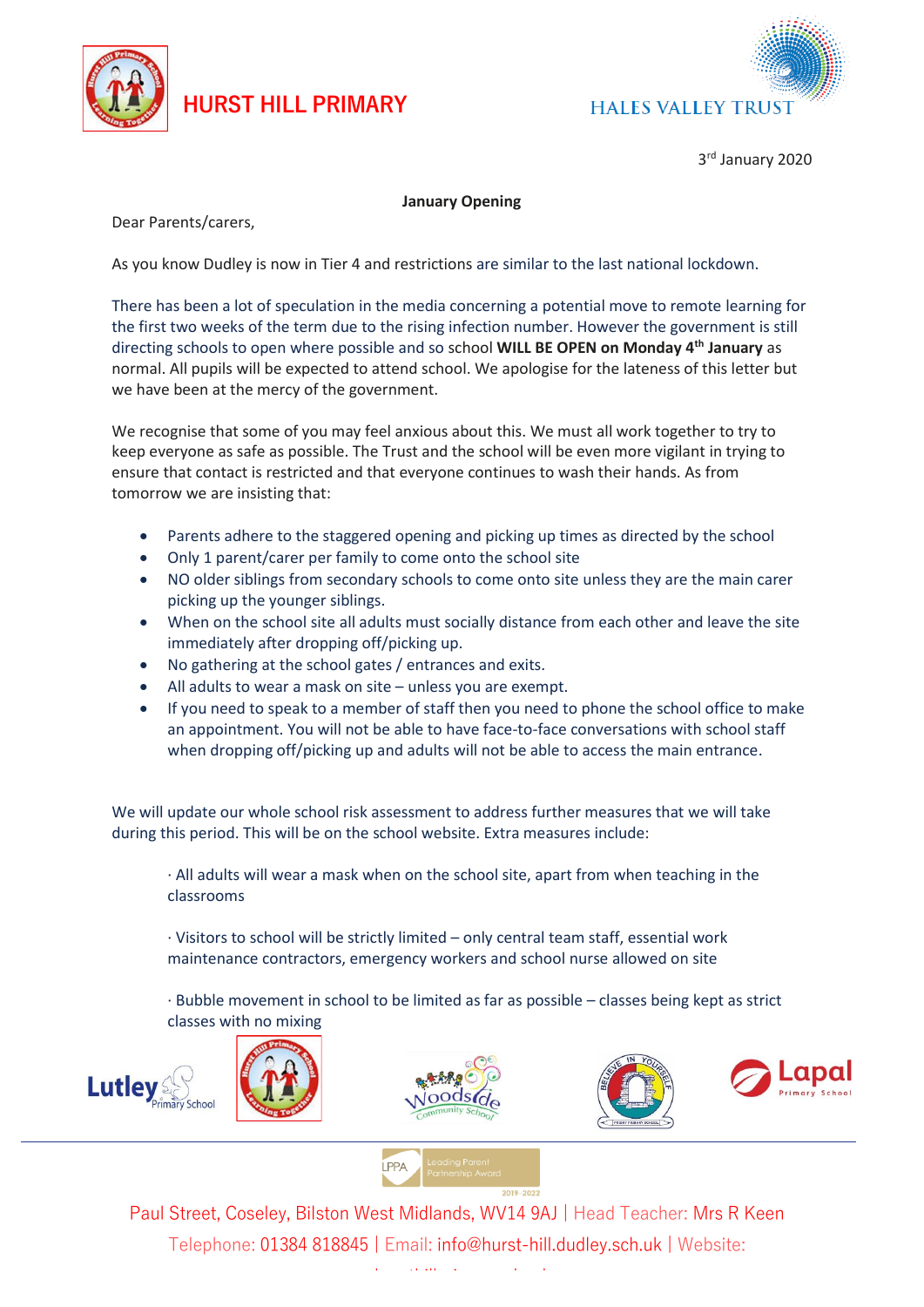# HURST HILL PRIMARY

HALES VALLEY TRUST

3rd January 2020

**January Opening**

Dear Parents/carers,

As you know Dudley is now in Tier 4 and restrictions are similar to the last national lockdown.

There has been a lot of speculation in the media concerning a potential move to remote learning for the first two weeks of the term due to the rising infection number. However the government is still directing schools to open where possible and so school **WILL BE OPEN on Monday 4th January** as normal. All pupils will be expected to attend school. We apologise for the lateness of this letter but we have been at the mercy of the government.

We recognise that some of you may feel anxious about this. We must all work together to try to keep everyone as safe as possible. The Trust and the school will be even more vigilant in trying to ensure that contact is restricted and that everyone continues to wash their hands. As from tomorrow we are insisting that:

- Parents adhere to the staggered opening and picking up times as directed by the school
- Only 1 parent/carer per family to come onto the school site
- NO older siblings from secondary schools to come onto site unless they are the main carer picking up the younger siblings.
- When on the school site all adults must socially distance from each other and leave the site immediately after dropping off/picking up.
- No gathering at the school gates / entrances and exits.
- All adults to wear a mask on site – unless you are exempt.
- If you need to speak to a member of staff then you need to phone the school office to make an appointment. You will not be able to have face-to-face conversations with school staff when dropping off/picking up and adults will not be able to access the main entrance.

We will update our whole school risk assessment to address further measures that we will take during this period. This will be on the school website. Extra measures include:

· All adults will wear a mask when on the school site, apart from when teaching in the classrooms

· Visitors to school will be strictly limited – only central team staff, essential work maintenance contractors, emergency workers and school nurse allowed on site

· Bubble movement in school to be limited as far as possible – classes being kept as strict classes with no mixing

Paul Street, Coseley, Bilston West Midlands, WV14 9AJ | Head Teacher: Mrs R Keen
Telephone: 01384 818845 | Email: info@hurst-hill.dudley.sch.uk | Website: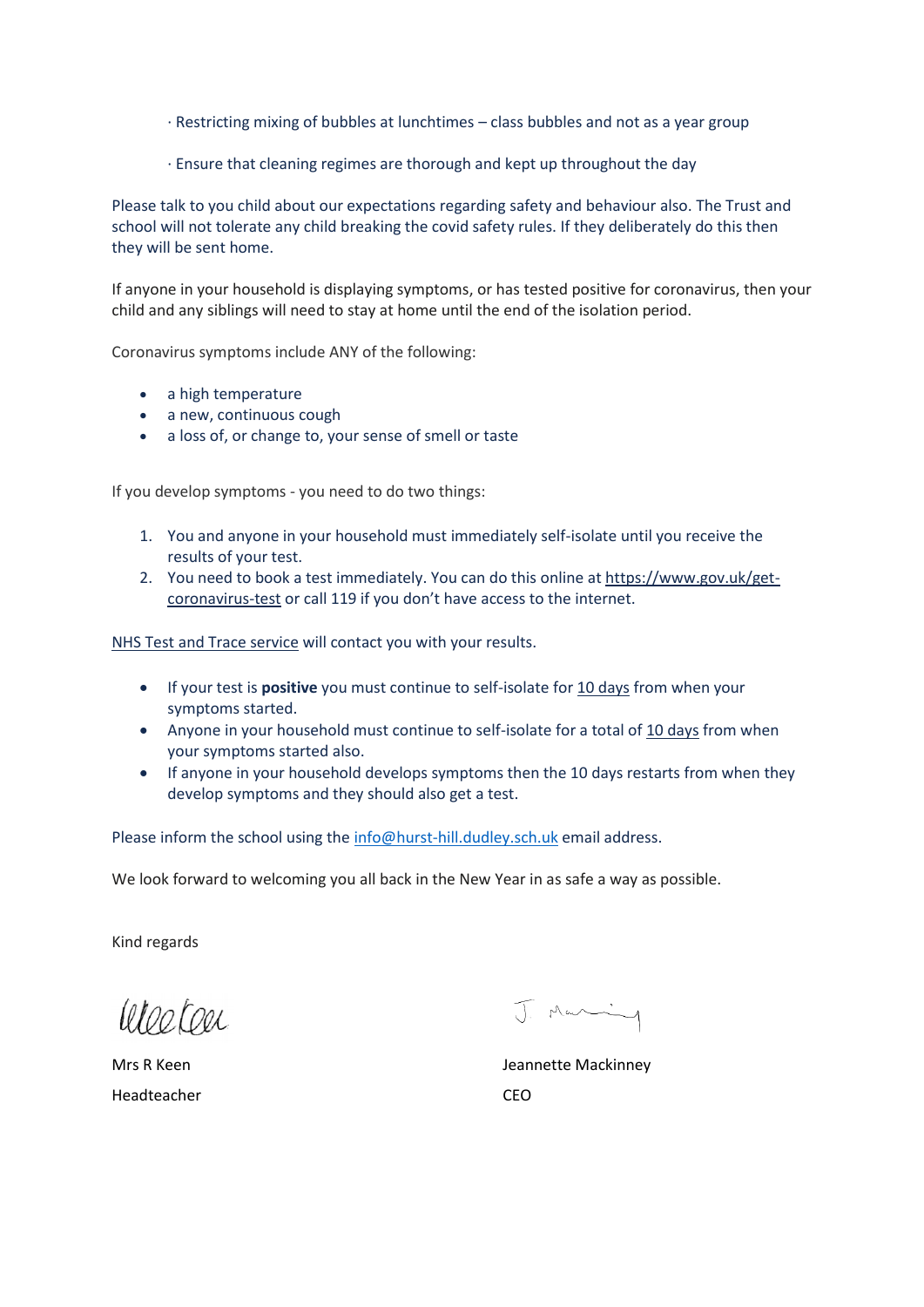· Restricting mixing of bubbles at lunchtimes – class bubbles and not as a year group

· Ensure that cleaning regimes are thorough and kept up throughout the day

Please talk to you child about our expectations regarding safety and behaviour also. The Trust and school will not tolerate any child breaking the covid safety rules. If they deliberately do this then they will be sent home.

If anyone in your household is displaying symptoms, or has tested positive for coronavirus, then your child and any siblings will need to stay at home until the end of the isolation period.

Coronavirus symptoms include ANY of the following:

- a high temperature
- a new, continuous cough
- a loss of, or change to, your sense of smell or taste

If you develop symptoms - you need to do two things:

1. You and anyone in your household must immediately self-isolate until you receive the results of your test.
2. You need to book a test immediately. You can do this online at https://www.gov.uk/get-coronavirus-test or call 119 if you don't have access to the internet.

NHS Test and Trace service will contact you with your results.

- If your test is **positive** you must continue to self-isolate for 10 days from when your symptoms started.
- Anyone in your household must continue to self-isolate for a total of 10 days from when your symptoms started also.
- If anyone in your household develops symptoms then the 10 days restarts from when they develop symptoms and they should also get a test.

Please inform the school using the info@hurst-hill.dudley.sch.uk email address.

We look forward to welcoming you all back in the New Year in as safe a way as possible.

Kind regards

Mrs R Keen
Headteacher

Jeannette Mackinney
CEO